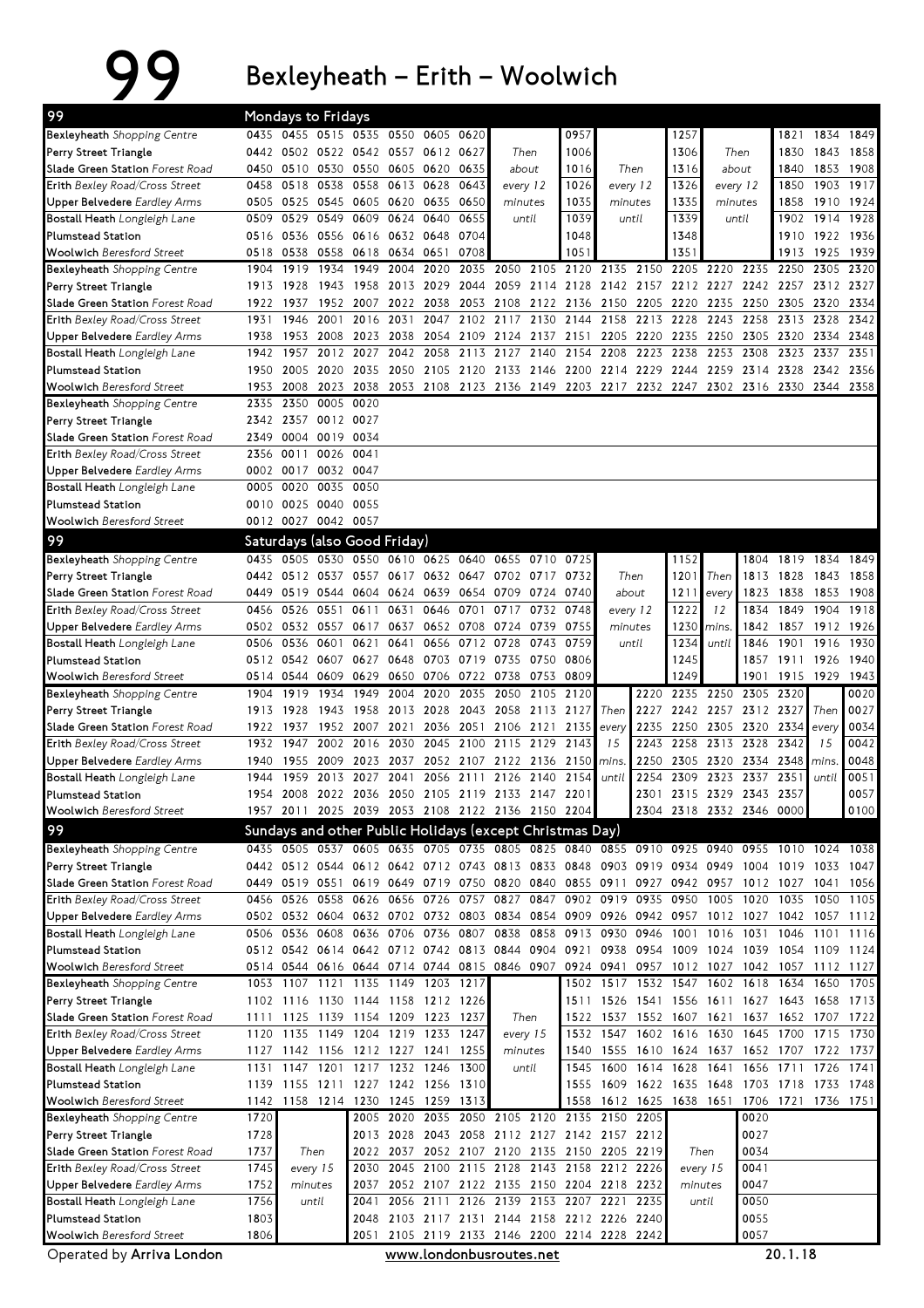# 99 Bexleyheath – Erith – Woolwich

## Mondays to Fridays

| 99 | | | | | | | | | | | | | | | | | | |
|---|---|---|---|---|---|---|---|---|---|---|---|---|---|---|---|---|---|---|
| Bexleyheath Shopping Centre | 0435 | 0455 | 0515 | 0535 | 0550 | 0605 | 0620 | Then about every 12 minutes until | 0957 | Then every 12 minutes until | 1257 | Then about every 12 minutes until | 1821 | 1834 | 1849 |
| Perry Street Triangle | 0442 | 0502 | 0522 | 0542 | 0557 | 0612 | 0627 | | 1006 | | 1306 | | 1830 | 1843 | 1858 |
| Slade Green Station Forest Road | 0450 | 0510 | 0530 | 0550 | 0605 | 0620 | 0635 | | 1016 | | 1316 | | 1840 | 1853 | 1908 |
| Erith Bexley Road/Cross Street | 0458 | 0518 | 0538 | 0558 | 0613 | 0628 | 0643 | | 1026 | | 1326 | | 1850 | 1903 | 1917 |
| Upper Belvedere Eardley Arms | 0505 | 0525 | 0545 | 0605 | 0620 | 0635 | 0650 | | 1035 | | 1335 | | 1858 | 1910 | 1924 |
| Bostall Heath Longleigh Lane | 0509 | 0529 | 0549 | 0609 | 0624 | 0640 | 0655 | | 1039 | | 1339 | | 1902 | 1914 | 1928 |
| Plumstead Station | 0516 | 0536 | 0556 | 0616 | 0632 | 0648 | 0704 | | 1048 | | 1348 | | 1910 | 1922 | 1936 |
| Woolwich Beresford Street | 0518 | 0538 | 0558 | 0618 | 0634 | 0651 | 0708 | | 1051 | | 1351 | | 1913 | 1925 | 1939 |

| 99 | | | | | | | | | | | | | | | | | | |
|---|---|---|---|---|---|---|---|---|---|---|---|---|---|---|---|---|---|---|
| Bexleyheath Shopping Centre | 1904 | 1919 | 1934 | 1949 | 2004 | 2020 | 2035 | 2050 | 2105 | 2120 | 2135 | 2150 | 2205 | 2220 | 2235 | 2250 | 2305 | 2320 |
| Perry Street Triangle | 1913 | 1928 | 1943 | 1958 | 2013 | 2029 | 2044 | 2059 | 2114 | 2128 | 2142 | 2157 | 2212 | 2227 | 2242 | 2257 | 2312 | 2327 |
| Slade Green Station Forest Road | 1922 | 1937 | 1952 | 2007 | 2022 | 2038 | 2053 | 2108 | 2122 | 2136 | 2150 | 2205 | 2220 | 2235 | 2250 | 2305 | 2320 | 2334 |
| Erith Bexley Road/Cross Street | 1931 | 1946 | 2001 | 2016 | 2031 | 2047 | 2102 | 2117 | 2130 | 2144 | 2158 | 2213 | 2228 | 2243 | 2258 | 2313 | 2328 | 2342 |
| Upper Belvedere Eardley Arms | 1938 | 1953 | 2008 | 2023 | 2038 | 2054 | 2109 | 2124 | 2137 | 2151 | 2205 | 2220 | 2235 | 2250 | 2305 | 2320 | 2334 | 2348 |
| Bostall Heath Longleigh Lane | 1942 | 1957 | 2012 | 2027 | 2042 | 2058 | 2113 | 2127 | 2140 | 2154 | 2208 | 2223 | 2238 | 2253 | 2308 | 2323 | 2337 | 2351 |
| Plumstead Station | 1950 | 2005 | 2020 | 2035 | 2050 | 2105 | 2120 | 2133 | 2146 | 2200 | 2214 | 2229 | 2244 | 2259 | 2314 | 2328 | 2342 | 2356 |
| Woolwich Beresford Street | 1953 | 2008 | 2023 | 2038 | 2053 | 2108 | 2123 | 2136 | 2149 | 2203 | 2217 | 2232 | 2247 | 2302 | 2316 | 2330 | 2344 | 2358 |

| 99 | | | | |
|---|---|---|---|---|
| Bexleyheath Shopping Centre | 2335 | 2350 | 0005 | 0020 |
| Perry Street Triangle | 2342 | 2357 | 0012 | 0027 |
| Slade Green Station Forest Road | 2349 | 0004 | 0019 | 0034 |
| Erith Bexley Road/Cross Street | 2356 | 0011 | 0026 | 0041 |
| Upper Belvedere Eardley Arms | 0002 | 0017 | 0032 | 0047 |
| Bostall Heath Longleigh Lane | 0005 | 0020 | 0035 | 0050 |
| Plumstead Station | 0010 | 0025 | 0040 | 0055 |
| Woolwich Beresford Street | 0012 | 0027 | 0042 | 0057 |

## Saturdays (also Good Friday)

| 99 | | | | | | | | | | | | | | | | | | |
|---|---|---|---|---|---|---|---|---|---|---|---|---|---|---|---|---|---|---|
| Bexleyheath Shopping Centre | 0435 | 0505 | 0530 | 0550 | 0610 | 0625 | 0640 | 0655 | 0710 | 0725 | Then about every 12 minutes until | 1152 | Then every 12 mins. until | 1804 | 1819 | 1834 | 1849 |
| Perry Street Triangle | 0442 | 0512 | 0537 | 0557 | 0617 | 0632 | 0647 | 0702 | 0717 | 0732 | | 1201 | | 1813 | 1828 | 1843 | 1858 |
| Slade Green Station Forest Road | 0449 | 0519 | 0544 | 0604 | 0624 | 0639 | 0654 | 0709 | 0724 | 0740 | | 1211 | | 1823 | 1838 | 1853 | 1908 |
| Erith Bexley Road/Cross Street | 0456 | 0526 | 0551 | 0611 | 0631 | 0646 | 0701 | 0717 | 0732 | 0748 | | 1222 | | 1834 | 1849 | 1904 | 1918 |
| Upper Belvedere Eardley Arms | 0502 | 0532 | 0557 | 0617 | 0637 | 0652 | 0708 | 0724 | 0739 | 0755 | | 1230 | | 1842 | 1857 | 1912 | 1926 |
| Bostall Heath Longleigh Lane | 0506 | 0536 | 0601 | 0621 | 0641 | 0656 | 0712 | 0728 | 0743 | 0759 | | 1234 | | 1846 | 1901 | 1916 | 1930 |
| Plumstead Station | 0512 | 0542 | 0607 | 0627 | 0648 | 0703 | 0719 | 0735 | 0750 | 0806 | | 1245 | | 1857 | 1911 | 1926 | 1940 |
| Woolwich Beresford Street | 0514 | 0544 | 0609 | 0629 | 0650 | 0706 | 0722 | 0738 | 0753 | 0809 | | 1249 | | 1901 | 1915 | 1929 | 1943 |

| 99 | | | | | | | | | | | | | | | | | | |
|---|---|---|---|---|---|---|---|---|---|---|---|---|---|---|---|---|---|---|
| Bexleyheath Shopping Centre | 1904 | 1919 | 1934 | 1949 | 2004 | 2020 | 2035 | 2050 | 2105 | 2120 | Then every 15 mins. until | 2220 | 2235 | 2250 | 2305 | 2320 | Then every 15 mins. until | 0020 |
| Perry Street Triangle | 1913 | 1928 | 1943 | 1958 | 2013 | 2028 | 2043 | 2058 | 2113 | 2127 | | 2227 | 2242 | 2257 | 2312 | 2327 | | 0027 |
| Slade Green Station Forest Road | 1922 | 1937 | 1952 | 2007 | 2021 | 2036 | 2051 | 2106 | 2121 | 2135 | | 2235 | 2250 | 2305 | 2320 | 2334 | | 0034 |
| Erith Bexley Road/Cross Street | 1932 | 1947 | 2002 | 2016 | 2030 | 2045 | 2100 | 2115 | 2129 | 2143 | | 2243 | 2258 | 2313 | 2328 | 2342 | | 0042 |
| Upper Belvedere Eardley Arms | 1940 | 1955 | 2009 | 2023 | 2037 | 2052 | 2107 | 2122 | 2136 | 2150 | | 2250 | 2305 | 2320 | 2334 | 2348 | | 0048 |
| Bostall Heath Longleigh Lane | 1944 | 1959 | 2013 | 2027 | 2041 | 2056 | 2111 | 2126 | 2140 | 2154 | | 2254 | 2309 | 2323 | 2337 | 2351 | | 0051 |
| Plumstead Station | 1954 | 2008 | 2022 | 2036 | 2050 | 2105 | 2119 | 2133 | 2147 | 2201 | | 2301 | 2315 | 2329 | 2343 | 2357 | | 0057 |
| Woolwich Beresford Street | 1957 | 2011 | 2025 | 2039 | 2053 | 2108 | 2122 | 2136 | 2150 | 2204 | | 2304 | 2318 | 2332 | 2346 | 0000 | | 0100 |

## Sundays and other Public Holidays (except Christmas Day)

| 99 | | | | | | | | | | | | | | | | | | |
|---|---|---|---|---|---|---|---|---|---|---|---|---|---|---|---|---|---|---|
| Bexleyheath Shopping Centre | 0435 | 0505 | 0537 | 0605 | 0635 | 0705 | 0735 | 0805 | 0825 | 0840 | 0855 | 0910 | 0925 | 0940 | 0955 | 1010 | 1024 | 1038 |
| Perry Street Triangle | 0442 | 0512 | 0544 | 0612 | 0642 | 0712 | 0743 | 0813 | 0833 | 0848 | 0903 | 0919 | 0934 | 0949 | 1004 | 1019 | 1033 | 1047 |
| Slade Green Station Forest Road | 0449 | 0519 | 0551 | 0619 | 0649 | 0719 | 0750 | 0820 | 0840 | 0855 | 0911 | 0927 | 0942 | 0957 | 1012 | 1027 | 1041 | 1056 |
| Erith Bexley Road/Cross Street | 0456 | 0526 | 0558 | 0626 | 0656 | 0726 | 0757 | 0827 | 0847 | 0902 | 0919 | 0935 | 0950 | 1005 | 1020 | 1035 | 1050 | 1105 |
| Upper Belvedere Eardley Arms | 0502 | 0532 | 0604 | 0632 | 0702 | 0732 | 0803 | 0834 | 0854 | 0909 | 0926 | 0942 | 0957 | 1012 | 1027 | 1042 | 1057 | 1112 |
| Bostall Heath Longleigh Lane | 0506 | 0536 | 0608 | 0636 | 0706 | 0736 | 0807 | 0838 | 0858 | 0913 | 0930 | 0946 | 1001 | 1016 | 1031 | 1046 | 1101 | 1116 |
| Plumstead Station | 0512 | 0542 | 0614 | 0642 | 0712 | 0742 | 0813 | 0844 | 0904 | 0921 | 0938 | 0954 | 1009 | 1024 | 1039 | 1054 | 1109 | 1124 |
| Woolwich Beresford Street | 0514 | 0544 | 0616 | 0644 | 0714 | 0744 | 0815 | 0846 | 0907 | 0924 | 0941 | 0957 | 1012 | 1027 | 1042 | 1057 | 1112 | 1127 |

| 99 | | | | | | | | | | | | | | | | | | |
|---|---|---|---|---|---|---|---|---|---|---|---|---|---|---|---|---|---|---|
| Bexleyheath Shopping Centre | 1053 | 1107 | 1121 | 1135 | 1149 | 1203 | 1217 | Then every 15 minutes until | 1502 | 1517 | 1532 | 1547 | 1602 | 1618 | 1634 | 1650 | 1705 |
| Perry Street Triangle | 1102 | 1116 | 1130 | 1144 | 1158 | 1212 | 1226 | | 1511 | 1526 | 1541 | 1556 | 1611 | 1627 | 1643 | 1658 | 1713 |
| Slade Green Station Forest Road | 1111 | 1125 | 1139 | 1154 | 1209 | 1223 | 1237 | | 1522 | 1537 | 1552 | 1607 | 1621 | 1637 | 1652 | 1707 | 1722 |
| Erith Bexley Road/Cross Street | 1120 | 1135 | 1149 | 1204 | 1219 | 1233 | 1247 | | 1532 | 1547 | 1602 | 1616 | 1630 | 1645 | 1700 | 1715 | 1730 |
| Upper Belvedere Eardley Arms | 1127 | 1142 | 1156 | 1212 | 1227 | 1241 | 1255 | | 1540 | 1555 | 1610 | 1624 | 1637 | 1652 | 1707 | 1722 | 1737 |
| Bostall Heath Longleigh Lane | 1131 | 1147 | 1201 | 1217 | 1232 | 1246 | 1300 | | 1545 | 1600 | 1614 | 1628 | 1641 | 1656 | 1711 | 1726 | 1741 |
| Plumstead Station | 1139 | 1155 | 1211 | 1227 | 1242 | 1256 | 1310 | | 1555 | 1609 | 1622 | 1635 | 1648 | 1703 | 1718 | 1733 | 1748 |
| Woolwich Beresford Street | 1142 | 1158 | 1214 | 1230 | 1245 | 1259 | 1313 | | 1558 | 1612 | 1625 | 1638 | 1651 | 1706 | 1721 | 1736 | 1751 |

| 99 | | | | | | | | | | | | | |
|---|---|---|---|---|---|---|---|---|---|---|---|---|---|
| Bexleyheath Shopping Centre | 1720 | Then every 15 minutes until | 2005 | 2020 | 2035 | 2050 | 2105 | 2120 | 2135 | 2150 | 2205 | Then every 15 minutes until | 0020 |
| Perry Street Triangle | 1728 | | 2013 | 2028 | 2043 | 2058 | 2112 | 2127 | 2142 | 2157 | 2212 | | 0027 |
| Slade Green Station Forest Road | 1737 | | 2022 | 2037 | 2052 | 2107 | 2120 | 2135 | 2150 | 2205 | 2219 | | 0034 |
| Erith Bexley Road/Cross Street | 1745 | | 2030 | 2045 | 2100 | 2115 | 2128 | 2143 | 2158 | 2212 | 2226 | | 0041 |
| Upper Belvedere Eardley Arms | 1752 | | 2037 | 2052 | 2107 | 2122 | 2135 | 2150 | 2204 | 2218 | 2232 | | 0047 |
| Bostall Heath Longleigh Lane | 1756 | | 2041 | 2056 | 2111 | 2126 | 2139 | 2153 | 2207 | 2221 | 2235 | | 0050 |
| Plumstead Station | 1803 | | 2048 | 2103 | 2117 | 2131 | 2144 | 2158 | 2212 | 2226 | 2240 | | 0055 |
| Woolwich Beresford Street | 1806 | | 2051 | 2105 | 2119 | 2133 | 2146 | 2200 | 2214 | 2228 | 2242 | | 0057 |

Operated by Arriva London — www.londonbusroutes.net — 20.1.18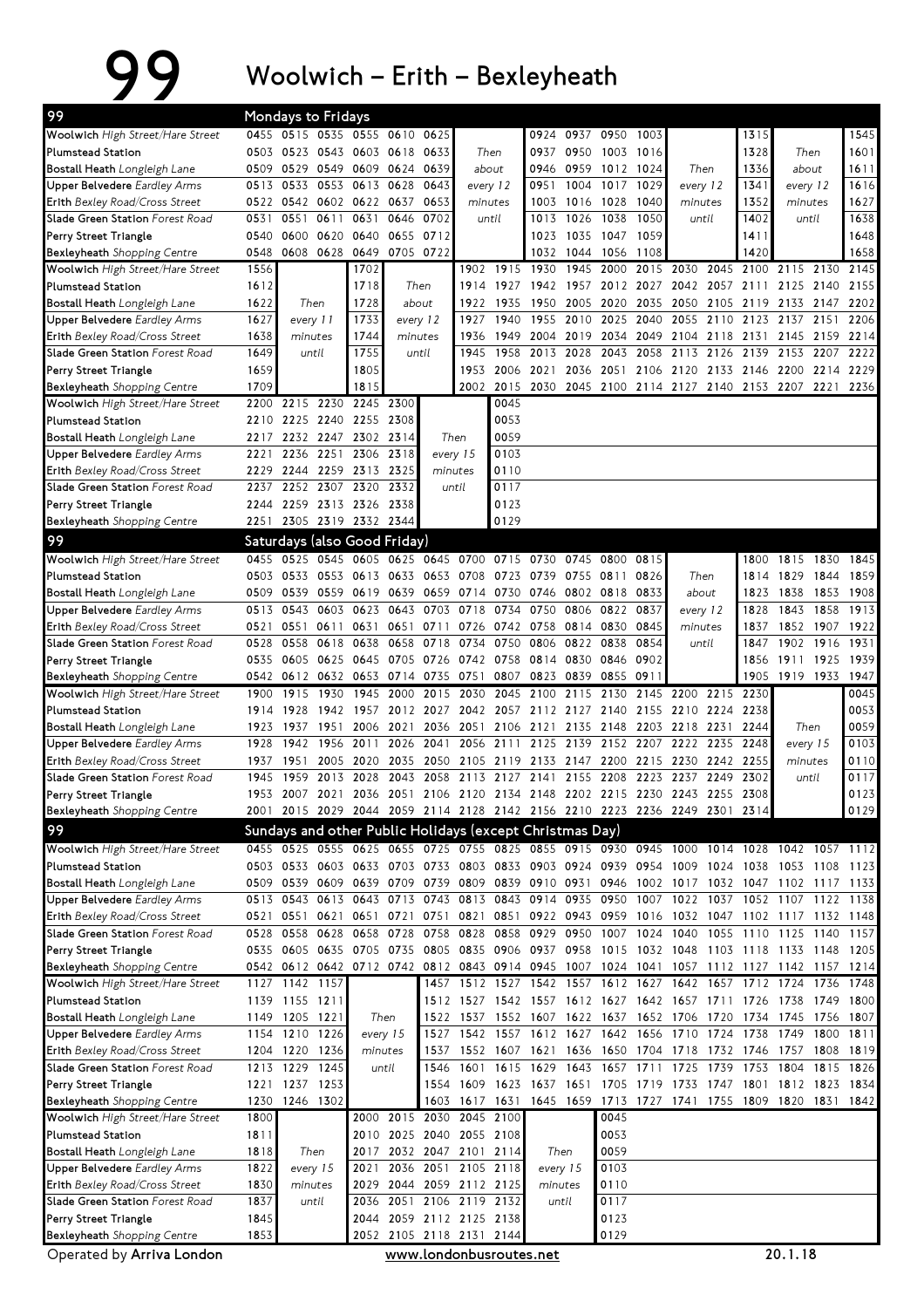# 99 Woolwich – Erith – Bexleyheath

## Mondays to Fridays

| 99 | | | | | | | | | | | | | | | | |
|---|---|---|---|---|---|---|---|---|---|---|---|---|---|---|---|---|
| **Woolwich** *High Street/Hare Street* | 0455 | 0515 | 0535 | 0555 | 0610 | 0625 | | 0924 | 0937 | 0950 | 1003 | | 1315 | | 1545 |
| **Plumstead Station** | 0503 | 0523 | 0543 | 0603 | 0618 | 0633 | Then | 0937 | 0950 | 1003 | 1016 | | 1328 | Then | 1601 |
| **Bostall Heath** *Longleigh Lane* | 0509 | 0529 | 0549 | 0609 | 0624 | 0639 | about | 0946 | 0959 | 1012 | 1024 | Then | 1336 | about | 1611 |
| **Upper Belvedere** *Eardley Arms* | 0513 | 0533 | 0553 | 0613 | 0628 | 0643 | every 12 | 0951 | 1004 | 1017 | 1029 | every 12 | 1341 | every 12 | 1616 |
| **Erith** *Bexley Road/Cross Street* | 0522 | 0542 | 0602 | 0622 | 0637 | 0653 | minutes | 1003 | 1016 | 1028 | 1040 | minutes | 1352 | minutes | 1627 |
| **Slade Green Station** *Forest Road* | 0531 | 0551 | 0611 | 0631 | 0646 | 0702 | until | 1013 | 1026 | 1038 | 1050 | until | 1402 | until | 1638 |
| **Perry Street Triangle** | 0540 | 0600 | 0620 | 0640 | 0655 | 0712 | | 1023 | 1035 | 1047 | 1059 | | 1411 | | 1648 |
| **Bexleyheath** *Shopping Centre* | 0548 | 0608 | 0628 | 0649 | 0705 | 0722 | | 1032 | 1044 | 1056 | 1108 | | 1420 | | 1658 |

| 99 | | | | | | | | | | | | | | | | |
|---|---|---|---|---|---|---|---|---|---|---|---|---|---|---|---|---|
| **Woolwich** *High Street/Hare Street* | 1556 | | 1702 | | 1902 | 1915 | 1930 | 1945 | 2000 | 2015 | 2030 | 2045 | 2100 | 2115 | 2130 | 2145 |
| **Plumstead Station** | 1612 | | 1718 | Then | 1914 | 1927 | 1942 | 1957 | 2012 | 2027 | 2042 | 2057 | 2111 | 2125 | 2140 | 2155 |
| **Bostall Heath** *Longleigh Lane* | 1622 | Then | 1728 | about | 1922 | 1935 | 1950 | 2005 | 2020 | 2035 | 2050 | 2105 | 2119 | 2133 | 2147 | 2202 |
| **Upper Belvedere** *Eardley Arms* | 1627 | every 11 | 1733 | every 12 | 1927 | 1940 | 1955 | 2010 | 2025 | 2040 | 2055 | 2110 | 2123 | 2137 | 2151 | 2206 |
| **Erith** *Bexley Road/Cross Street* | 1638 | minutes | 1744 | minutes | 1936 | 1949 | 2004 | 2019 | 2034 | 2049 | 2104 | 2118 | 2131 | 2145 | 2159 | 2214 |
| **Slade Green Station** *Forest Road* | 1649 | until | 1755 | until | 1945 | 1958 | 2013 | 2028 | 2043 | 2058 | 2113 | 2126 | 2139 | 2153 | 2207 | 2222 |
| **Perry Street Triangle** | 1659 | | 1805 | | 1953 | 2006 | 2021 | 2036 | 2051 | 2106 | 2120 | 2133 | 2146 | 2200 | 2214 | 2229 |
| **Bexleyheath** *Shopping Centre* | 1709 | | 1815 | | 2002 | 2015 | 2030 | 2045 | 2100 | 2114 | 2127 | 2140 | 2153 | 2207 | 2221 | 2236 |

| 99 | | | | | | | |
|---|---|---|---|---|---|---|---|
| **Woolwich** *High Street/Hare Street* | 2200 | 2215 | 2230 | 2245 | 2300 | | 0045 |
| **Plumstead Station** | 2210 | 2225 | 2240 | 2255 | 2308 | | 0053 |
| **Bostall Heath** *Longleigh Lane* | 2217 | 2232 | 2247 | 2302 | 2314 | Then | 0059 |
| **Upper Belvedere** *Eardley Arms* | 2221 | 2236 | 2251 | 2306 | 2318 | every 15 | 0103 |
| **Erith** *Bexley Road/Cross Street* | 2229 | 2244 | 2259 | 2313 | 2325 | minutes | 0110 |
| **Slade Green Station** *Forest Road* | 2237 | 2252 | 2307 | 2320 | 2332 | until | 0117 |
| **Perry Street Triangle** | 2244 | 2259 | 2313 | 2326 | 2338 | | 0123 |
| **Bexleyheath** *Shopping Centre* | 2251 | 2305 | 2319 | 2332 | 2344 | | 0129 |

## Saturdays (also Good Friday)

| 99 | | | | | | | | | | | | | | | | | |
|---|---|---|---|---|---|---|---|---|---|---|---|---|---|---|---|---|---|
| **Woolwich** *High Street/Hare Street* | 0455 | 0525 | 0545 | 0605 | 0625 | 0645 | 0700 | 0715 | 0730 | 0745 | 0800 | 0815 | | 1800 | 1815 | 1830 | 1845 |
| **Plumstead Station** | 0503 | 0533 | 0553 | 0613 | 0633 | 0653 | 0708 | 0723 | 0739 | 0755 | 0811 | 0826 | Then | 1814 | 1829 | 1844 | 1859 |
| **Bostall Heath** *Longleigh Lane* | 0509 | 0539 | 0559 | 0619 | 0639 | 0659 | 0714 | 0730 | 0746 | 0802 | 0818 | 0833 | about | 1823 | 1838 | 1853 | 1908 |
| **Upper Belvedere** *Eardley Arms* | 0513 | 0543 | 0603 | 0623 | 0643 | 0703 | 0718 | 0734 | 0750 | 0806 | 0822 | 0837 | every 12 | 1828 | 1843 | 1858 | 1913 |
| **Erith** *Bexley Road/Cross Street* | 0521 | 0551 | 0611 | 0631 | 0651 | 0711 | 0726 | 0742 | 0758 | 0814 | 0830 | 0845 | minutes | 1837 | 1852 | 1907 | 1922 |
| **Slade Green Station** *Forest Road* | 0528 | 0558 | 0618 | 0638 | 0658 | 0718 | 0734 | 0750 | 0806 | 0822 | 0838 | 0854 | until | 1847 | 1902 | 1916 | 1931 |
| **Perry Street Triangle** | 0535 | 0605 | 0625 | 0645 | 0705 | 0726 | 0742 | 0758 | 0814 | 0830 | 0846 | 0902 | | 1856 | 1911 | 1925 | 1939 |
| **Bexleyheath** *Shopping Centre* | 0542 | 0612 | 0632 | 0653 | 0714 | 0735 | 0751 | 0807 | 0823 | 0839 | 0855 | 0911 | | 1905 | 1919 | 1933 | 1947 |

| 99 | | | | | | | | | | | | | | | | | |
|---|---|---|---|---|---|---|---|---|---|---|---|---|---|---|---|---|---|
| **Woolwich** *High Street/Hare Street* | 1900 | 1915 | 1930 | 1945 | 2000 | 2015 | 2030 | 2045 | 2100 | 2115 | 2130 | 2145 | 2200 | 2215 | 2230 | | 0045 |
| **Plumstead Station** | 1914 | 1928 | 1942 | 1957 | 2012 | 2027 | 2042 | 2057 | 2112 | 2127 | 2140 | 2155 | 2210 | 2224 | 2238 | | 0053 |
| **Bostall Heath** *Longleigh Lane* | 1923 | 1937 | 1951 | 2006 | 2021 | 2036 | 2051 | 2106 | 2121 | 2135 | 2148 | 2203 | 2218 | 2231 | 2244 | Then | 0059 |
| **Upper Belvedere** *Eardley Arms* | 1928 | 1942 | 1956 | 2011 | 2026 | 2041 | 2056 | 2111 | 2125 | 2139 | 2152 | 2207 | 2222 | 2235 | 2248 | every 15 | 0103 |
| **Erith** *Bexley Road/Cross Street* | 1937 | 1951 | 2005 | 2020 | 2035 | 2050 | 2105 | 2119 | 2133 | 2147 | 2200 | 2215 | 2230 | 2242 | 2255 | minutes | 0110 |
| **Slade Green Station** *Forest Road* | 1945 | 1959 | 2013 | 2028 | 2043 | 2058 | 2113 | 2127 | 2141 | 2155 | 2208 | 2223 | 2237 | 2249 | 2302 | until | 0117 |
| **Perry Street Triangle** | 1953 | 2007 | 2021 | 2036 | 2051 | 2106 | 2120 | 2134 | 2148 | 2202 | 2215 | 2230 | 2243 | 2255 | 2308 | | 0123 |
| **Bexleyheath** *Shopping Centre* | 2001 | 2015 | 2029 | 2044 | 2059 | 2114 | 2128 | 2142 | 2156 | 2210 | 2223 | 2236 | 2249 | 2301 | 2314 | | 0129 |

## Sundays and other Public Holidays (except Christmas Day)

| 99 | | | | | | | | | | | | | | | | | | |
|---|---|---|---|---|---|---|---|---|---|---|---|---|---|---|---|---|---|---|
| **Woolwich** *High Street/Hare Street* | 0455 | 0525 | 0555 | 0625 | 0655 | 0725 | 0755 | 0825 | 0855 | 0915 | 0930 | 0945 | 1000 | 1014 | 1028 | 1042 | 1057 | 1112 |
| **Plumstead Station** | 0503 | 0533 | 0603 | 0633 | 0703 | 0733 | 0803 | 0833 | 0903 | 0924 | 0939 | 0954 | 1009 | 1024 | 1038 | 1053 | 1108 | 1123 |
| **Bostall Heath** *Longleigh Lane* | 0509 | 0539 | 0609 | 0639 | 0709 | 0739 | 0809 | 0839 | 0910 | 0931 | 0946 | 1002 | 1017 | 1032 | 1047 | 1102 | 1117 | 1133 |
| **Upper Belvedere** *Eardley Arms* | 0513 | 0543 | 0613 | 0643 | 0713 | 0743 | 0813 | 0843 | 0914 | 0935 | 0950 | 1007 | 1022 | 1037 | 1052 | 1107 | 1122 | 1138 |
| **Erith** *Bexley Road/Cross Street* | 0521 | 0551 | 0621 | 0651 | 0721 | 0751 | 0821 | 0851 | 0922 | 0943 | 0959 | 1016 | 1032 | 1047 | 1102 | 1117 | 1132 | 1148 |
| **Slade Green Station** *Forest Road* | 0528 | 0558 | 0628 | 0658 | 0728 | 0758 | 0828 | 0858 | 0929 | 0950 | 1007 | 1024 | 1040 | 1055 | 1110 | 1125 | 1140 | 1157 |
| **Perry Street Triangle** | 0535 | 0605 | 0635 | 0705 | 0735 | 0805 | 0835 | 0906 | 0937 | 0958 | 1015 | 1032 | 1048 | 1103 | 1118 | 1133 | 1148 | 1205 |
| **Bexleyheath** *Shopping Centre* | 0542 | 0612 | 0642 | 0712 | 0742 | 0812 | 0843 | 0914 | 0945 | 1007 | 1024 | 1041 | 1057 | 1112 | 1127 | 1142 | 1157 | 1214 |

| 99 | | | | | | | | | | | | | | | | | |
|---|---|---|---|---|---|---|---|---|---|---|---|---|---|---|---|---|---|
| **Woolwich** *High Street/Hare Street* | 1127 | 1142 | 1157 | | 1457 | 1512 | 1527 | 1542 | 1557 | 1612 | 1627 | 1642 | 1657 | 1712 | 1724 | 1736 | 1748 |
| **Plumstead Station** | 1139 | 1155 | 1211 | | 1512 | 1527 | 1542 | 1557 | 1612 | 1627 | 1642 | 1657 | 1711 | 1726 | 1738 | 1749 | 1800 |
| **Bostall Heath** *Longleigh Lane* | 1149 | 1205 | 1221 | Then | 1522 | 1537 | 1552 | 1607 | 1622 | 1637 | 1652 | 1706 | 1720 | 1734 | 1745 | 1756 | 1807 |
| **Upper Belvedere** *Eardley Arms* | 1154 | 1210 | 1226 | every 15 | 1527 | 1542 | 1557 | 1612 | 1627 | 1642 | 1656 | 1710 | 1724 | 1738 | 1749 | 1800 | 1811 |
| **Erith** *Bexley Road/Cross Street* | 1204 | 1220 | 1236 | minutes | 1537 | 1552 | 1607 | 1621 | 1636 | 1650 | 1704 | 1718 | 1732 | 1746 | 1757 | 1808 | 1819 |
| **Slade Green Station** *Forest Road* | 1213 | 1229 | 1245 | until | 1546 | 1601 | 1615 | 1629 | 1643 | 1657 | 1711 | 1725 | 1739 | 1753 | 1804 | 1815 | 1826 |
| **Perry Street Triangle** | 1221 | 1237 | 1253 | | 1554 | 1609 | 1623 | 1637 | 1651 | 1705 | 1719 | 1733 | 1747 | 1801 | 1812 | 1823 | 1834 |
| **Bexleyheath** *Shopping Centre* | 1230 | 1246 | 1302 | | 1603 | 1617 | 1631 | 1645 | 1659 | 1713 | 1727 | 1741 | 1755 | 1809 | 1820 | 1831 | 1842 |

| 99 | | | | | | | | | |
|---|---|---|---|---|---|---|---|---|---|
| **Woolwich** *High Street/Hare Street* | 1800 | | 2000 | 2015 | 2030 | 2045 | 2100 | | 0045 |
| **Plumstead Station** | 1811 | | 2010 | 2025 | 2040 | 2055 | 2108 | | 0053 |
| **Bostall Heath** *Longleigh Lane* | 1818 | Then | 2017 | 2032 | 2047 | 2101 | 2114 | Then | 0059 |
| **Upper Belvedere** *Eardley Arms* | 1822 | every 15 | 2021 | 2036 | 2051 | 2105 | 2118 | every 15 | 0103 |
| **Erith** *Bexley Road/Cross Street* | 1830 | minutes | 2029 | 2044 | 2059 | 2112 | 2125 | minutes | 0110 |
| **Slade Green Station** *Forest Road* | 1837 | until | 2036 | 2051 | 2106 | 2119 | 2132 | until | 0117 |
| **Perry Street Triangle** | 1845 | | 2044 | 2059 | 2112 | 2125 | 2138 | | 0123 |
| **Bexleyheath** *Shopping Centre* | 1853 | | 2052 | 2105 | 2118 | 2131 | 2144 | | 0129 |

Operated by **Arriva London** — www.londonbusroutes.net — 20.1.18